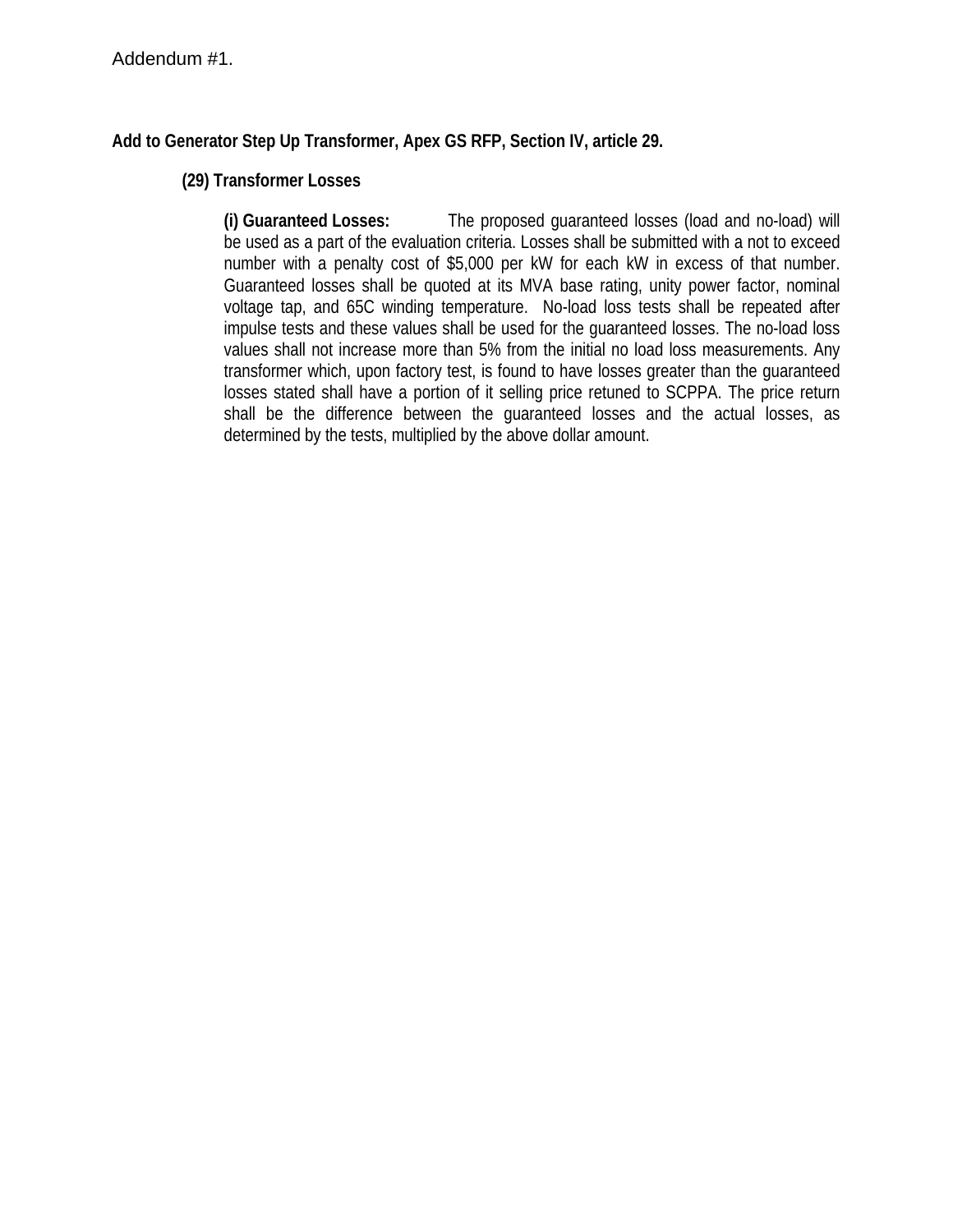Addendum #1.

**Add to Generator Step Up Transformer, Apex GS RFP, Section IV, article 29.**

**(29) Transformer Losses**

**(i) Guaranteed Losses:** The proposed guaranteed losses (load and no-load) will be used as a part of the evaluation criteria. Losses shall be submitted with a not to exceed number with a penalty cost of $5,000 per kW for each kW in excess of that number. Guaranteed losses shall be quoted at its MVA base rating, unity power factor, nominal voltage tap, and 65C winding temperature. No-load loss tests shall be repeated after impulse tests and these values shall be used for the guaranteed losses. The no-load loss values shall not increase more than 5% from the initial no load loss measurements. Any transformer which, upon factory test, is found to have losses greater than the guaranteed losses stated shall have a portion of it selling price retuned to SCPPA. The price return shall be the difference between the guaranteed losses and the actual losses, as determined by the tests, multiplied by the above dollar amount.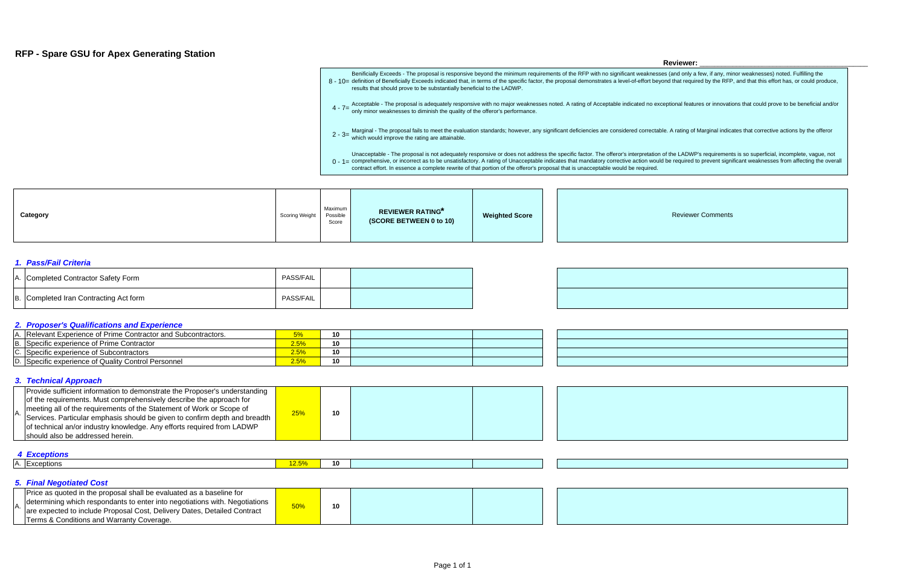# RFP - Spare GSU for Apex Generating Station

**Reviewer:** ____________________________________

| | |
|---|---|
| 8 - 10= | Benificially Exceeds - The proposal is responsive beyond the minimum requirements of the RFP with no significant weaknesses (and only a few, if any, minor weaknesses) noted. Fulfilling the definition of Beneficially Exceeds indicated that, in terms of the specific factor, the proposal demonstrates a level-of-effort beyond that required by the RFP, and that this effort has, or could produce, results that should prove to be substantially beneficial to the LADWP. |
| 4 - 7= | Acceptable - The proposal is adequately responsive with no major weaknesses noted. A rating of Acceptable indicated no exceptional features or innovations that could prove to be beneficial and/or only minor weaknesses to diminish the quality of the offeror's performance. |
| 2 - 3= | Marginal - The proposal fails to meet the evaluation standards; however, any significant deficiencies are considered correctable. A rating of Marginal indicates that corrective actions by the offeror which would improve the rating are attainable. |
| 0 - 1= | Unacceptable - The proposal is not adequately responsive or does not address the specific factor. The offeror's interpretation of the LADWP's requirements is so superficial, incomplete, vague, not comprehensive, or incorrect as to be unsatisfactory. A rating of Unacceptable indicates that mandatory corrective action would be required to prevent significant weaknesses from affecting the overall contract effort. In essence a complete rewrite of that portion of the offeror's proposal that is unacceptable would be required. |

| Category | Scoring Weight | Maximum Possible Score | REVIEWER RATING* (SCORE BETWEEN 0 to 10) | Weighted Score | Reviewer Comments |
|---|---|---|---|---|---|
| ***1. Pass/Fail Criteria*** | | | | | |
| A. Completed Contractor Safety Form | PASS/FAIL | | | | |
| B. Completed Iran Contracting Act form | PASS/FAIL | | | | |
| ***2. Proposer's Qualifications and Experience*** | | | | | |
| A. Relevant Experience of Prime Contractor and Subcontractors. | 5% | 10 | | | |
| B. Specific experience of Prime Contractor | 2.5% | 10 | | | |
| C. Specific experience of Subcontractors | 2.5% | 10 | | | |
| D. Specific experience of Quality Control Personnel | 2.5% | 10 | | | |
| ***3. Technical Approach*** | | | | | |
| A. Provide sufficient information to demonstrate the Proposer's understanding of the requirements. Must comprehensively describe the approach for meeting all of the requirements of the Statement of Work or Scope of Services. Particular emphasis should be given to confirm depth and breadth of technical an/or industry knowledge. Any efforts required from LADWP should also be addressed herein. | 25% | 10 | | | |
| ***4 Exceptions*** | | | | | |
| A. Exceptions | 12.5% | 10 | | | |
| ***5. Final Negotiated Cost*** | | | | | |
| A. Price as quoted in the proposal shall be evaluated as a baseline for determining which respondants to enter into negotiations with. Negotiations are expected to include Proposal Cost, Delivery Dates, Detailed Contract Terms & Conditions and Warranty Coverage. | 50% | 10 | | | |